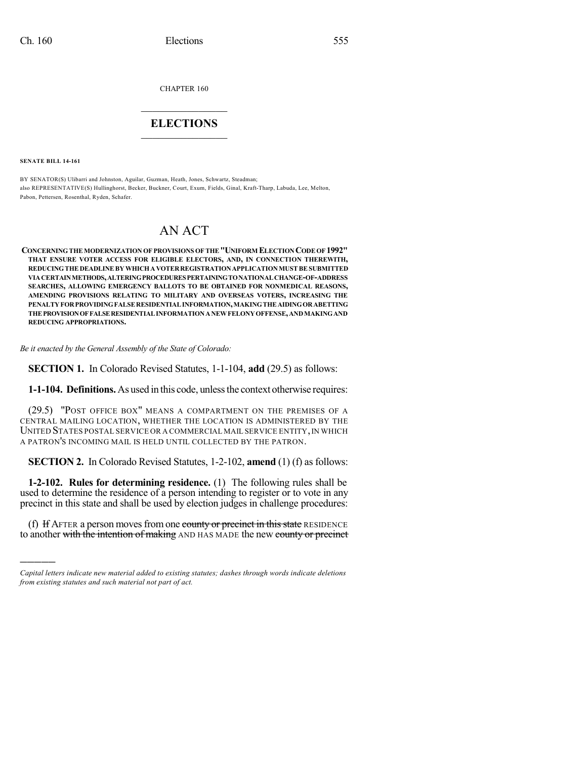CHAPTER 160

## ELECTIONS

**SENATE BILL 14-161**

BY SENATOR(S) Ulibarri and Johnston, Aguilar, Guzman, Heath, Jones, Schwartz, Steadman;
also REPRESENTATIVE(S) Hullinghorst, Becker, Buckner, Court, Exum, Fields, Ginal, Kraft-Tharp, Labuda, Lee, Melton, Pabon, Pettersen, Rosenthal, Ryden, Schafer.

# AN ACT

**CONCERNING THE MODERNIZATION OF PROVISIONS OF THE "UNIFORM ELECTION CODE OF 1992" THAT ENSURE VOTER ACCESS FOR ELIGIBLE ELECTORS, AND, IN CONNECTION THEREWITH, REDUCING THE DEADLINE BY WHICH A VOTER REGISTRATION APPLICATION MUST BE SUBMITTED VIA CERTAIN METHODS, ALTERING PROCEDURES PERTAINING TO NATIONAL CHANGE-OF-ADDRESS SEARCHES, ALLOWING EMERGENCY BALLOTS TO BE OBTAINED FOR NONMEDICAL REASONS, AMENDING PROVISIONS RELATING TO MILITARY AND OVERSEAS VOTERS, INCREASING THE PENALTY FOR PROVIDING FALSE RESIDENTIAL INFORMATION, MAKING THE AIDING OR ABETTING THE PROVISION OF FALSE RESIDENTIAL INFORMATION A NEW FELONY OFFENSE, AND MAKING AND REDUCING APPROPRIATIONS.**

*Be it enacted by the General Assembly of the State of Colorado:*

**SECTION 1.** In Colorado Revised Statutes, 1-1-104, **add** (29.5) as follows:

**1-1-104. Definitions.** As used in this code, unless the context otherwise requires:

(29.5) "POST OFFICE BOX" MEANS A COMPARTMENT ON THE PREMISES OF A CENTRAL MAILING LOCATION, WHETHER THE LOCATION IS ADMINISTERED BY THE UNITED STATES POSTAL SERVICE OR A COMMERCIAL MAIL SERVICE ENTITY, IN WHICH A PATRON'S INCOMING MAIL IS HELD UNTIL COLLECTED BY THE PATRON.

**SECTION 2.** In Colorado Revised Statutes, 1-2-102, **amend** (1) (f) as follows:

**1-2-102. Rules for determining residence.** (1) The following rules shall be used to determine the residence of a person intending to register or to vote in any precinct in this state and shall be used by election judges in challenge procedures:

(f) ~~If~~ AFTER a person moves from one ~~county or precinct in this state~~ RESIDENCE to another ~~with the intention of making~~ AND HAS MADE the new ~~county or precinct~~

---

*Capital letters indicate new material added to existing statutes; dashes through words indicate deletions from existing statutes and such material not part of act.*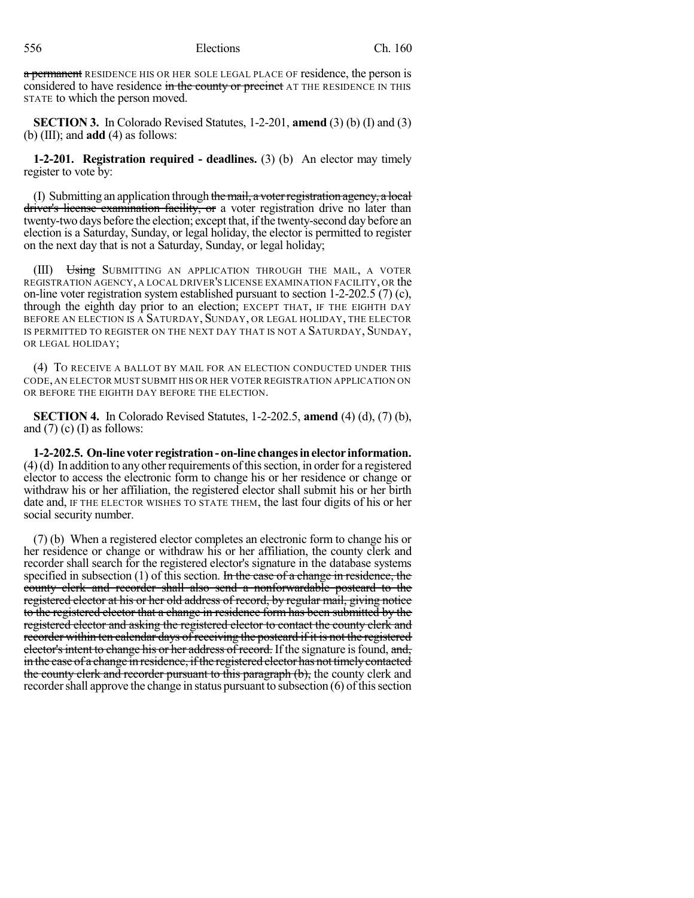~~a permanent~~ RESIDENCE HIS OR HER SOLE LEGAL PLACE OF residence, the person is considered to have residence ~~in the county or precinct~~ AT THE RESIDENCE IN THIS STATE to which the person moved.

**SECTION 3.** In Colorado Revised Statutes, 1-2-201, **amend** (3) (b) (I) and (3) (b) (III); and **add** (4) as follows:

**1-2-201. Registration required - deadlines.** (3) (b) An elector may timely register to vote by:

(I) Submitting an application through ~~the mail, a voter registration agency, a local driver's license examination facility, or~~ a voter registration drive no later than twenty-two days before the election; except that, if the twenty-second day before an election is a Saturday, Sunday, or legal holiday, the elector is permitted to register on the next day that is not a Saturday, Sunday, or legal holiday;

(III) ~~Using~~ SUBMITTING AN APPLICATION THROUGH THE MAIL, A VOTER REGISTRATION AGENCY, A LOCAL DRIVER'S LICENSE EXAMINATION FACILITY, OR the on-line voter registration system established pursuant to section 1-2-202.5 (7) (c), through the eighth day prior to an election; EXCEPT THAT, IF THE EIGHTH DAY BEFORE AN ELECTION IS A SATURDAY, SUNDAY, OR LEGAL HOLIDAY, THE ELECTOR IS PERMITTED TO REGISTER ON THE NEXT DAY THAT IS NOT A SATURDAY, SUNDAY, OR LEGAL HOLIDAY;

(4) TO RECEIVE A BALLOT BY MAIL FOR AN ELECTION CONDUCTED UNDER THIS CODE, AN ELECTOR MUST SUBMIT HIS OR HER VOTER REGISTRATION APPLICATION ON OR BEFORE THE EIGHTH DAY BEFORE THE ELECTION.

**SECTION 4.** In Colorado Revised Statutes, 1-2-202.5, **amend** (4) (d), (7) (b), and (7) (c) (I) as follows:

**1-2-202.5. On-line voter registration - on-line changes in elector information.** (4) (d) In addition to any other requirements of this section, in order for a registered elector to access the electronic form to change his or her residence or change or withdraw his or her affiliation, the registered elector shall submit his or her birth date and, IF THE ELECTOR WISHES TO STATE THEM, the last four digits of his or her social security number.

(7) (b) When a registered elector completes an electronic form to change his or her residence or change or withdraw his or her affiliation, the county clerk and recorder shall search for the registered elector's signature in the database systems specified in subsection (1) of this section. ~~In the case of a change in residence, the county clerk and recorder shall also send a nonforwardable postcard to the registered elector at his or her old address of record, by regular mail, giving notice to the registered elector that a change in residence form has been submitted by the registered elector and asking the registered elector to contact the county clerk and recorder within ten calendar days of receiving the postcard if it is not the registered elector's intent to change his or her address of record.~~ If the signature is found, ~~and, in the case of a change in residence, if the registered elector has not timely contacted the county clerk and recorder pursuant to this paragraph (b),~~ the county clerk and recorder shall approve the change in status pursuant to subsection (6) of this section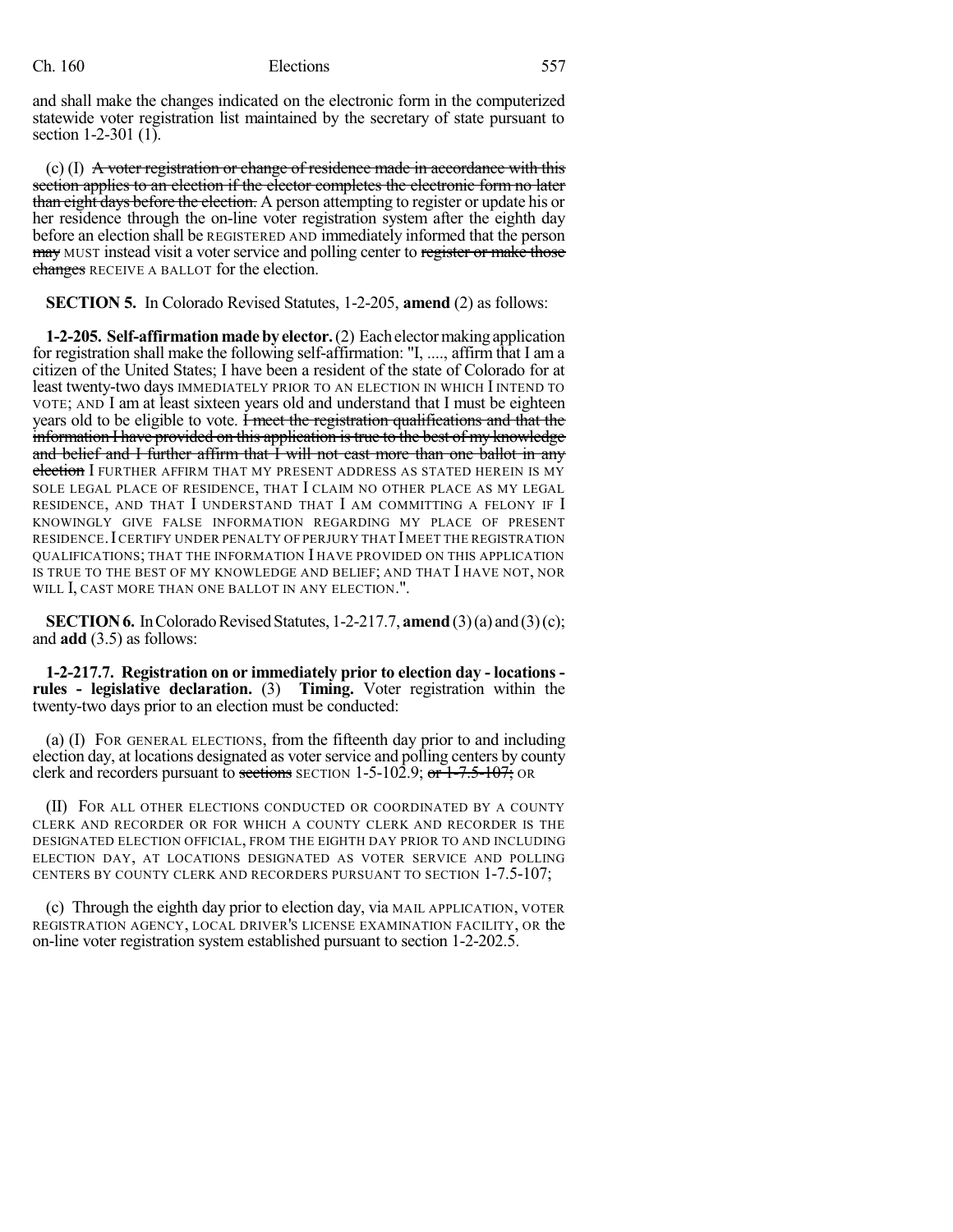and shall make the changes indicated on the electronic form in the computerized statewide voter registration list maintained by the secretary of state pursuant to section 1-2-301 (1).

(c) (I) ~~A voter registration or change of residence made in accordance with this section applies to an election if the elector completes the electronic form no later than eight days before the election.~~ A person attempting to register or update his or her residence through the on-line voter registration system after the eighth day before an election shall be REGISTERED AND immediately informed that the person ~~may~~ MUST instead visit a voter service and polling center to ~~register or make those changes~~ RECEIVE A BALLOT for the election.

**SECTION 5.** In Colorado Revised Statutes, 1-2-205, **amend** (2) as follows:

**1-2-205. Self-affirmation made by elector.** (2) Each elector making application for registration shall make the following self-affirmation: "I, ...., affirm that I am a citizen of the United States; I have been a resident of the state of Colorado for at least twenty-two days IMMEDIATELY PRIOR TO AN ELECTION IN WHICH I INTEND TO VOTE; AND I am at least sixteen years old and understand that I must be eighteen years old to be eligible to vote. ~~I meet the registration qualifications and that the information I have provided on this application is true to the best of my knowledge and belief and I further affirm that I will not cast more than one ballot in any election~~ I FURTHER AFFIRM THAT MY PRESENT ADDRESS AS STATED HEREIN IS MY SOLE LEGAL PLACE OF RESIDENCE, THAT I CLAIM NO OTHER PLACE AS MY LEGAL RESIDENCE, AND THAT I UNDERSTAND THAT I AM COMMITTING A FELONY IF I KNOWINGLY GIVE FALSE INFORMATION REGARDING MY PLACE OF PRESENT RESIDENCE. I CERTIFY UNDER PENALTY OF PERJURY THAT I MEET THE REGISTRATION QUALIFICATIONS; THAT THE INFORMATION I HAVE PROVIDED ON THIS APPLICATION IS TRUE TO THE BEST OF MY KNOWLEDGE AND BELIEF; AND THAT I HAVE NOT, NOR WILL I, CAST MORE THAN ONE BALLOT IN ANY ELECTION.".

**SECTION 6.** In Colorado Revised Statutes, 1-2-217.7, **amend** (3)(a) and (3)(c); and **add** (3.5) as follows:

**1-2-217.7. Registration on or immediately prior to election day - locations - rules - legislative declaration.** (3) **Timing.** Voter registration within the twenty-two days prior to an election must be conducted:

(a) (I) FOR GENERAL ELECTIONS, from the fifteenth day prior to and including election day, at locations designated as voter service and polling centers by county clerk and recorders pursuant to ~~sections~~ SECTION 1-5-102.9; ~~or 1-7.5-107;~~ OR

(II) FOR ALL OTHER ELECTIONS CONDUCTED OR COORDINATED BY A COUNTY CLERK AND RECORDER OR FOR WHICH A COUNTY CLERK AND RECORDER IS THE DESIGNATED ELECTION OFFICIAL, FROM THE EIGHTH DAY PRIOR TO AND INCLUDING ELECTION DAY, AT LOCATIONS DESIGNATED AS VOTER SERVICE AND POLLING CENTERS BY COUNTY CLERK AND RECORDERS PURSUANT TO SECTION 1-7.5-107;

(c) Through the eighth day prior to election day, via MAIL APPLICATION, VOTER REGISTRATION AGENCY, LOCAL DRIVER'S LICENSE EXAMINATION FACILITY, OR the on-line voter registration system established pursuant to section 1-2-202.5.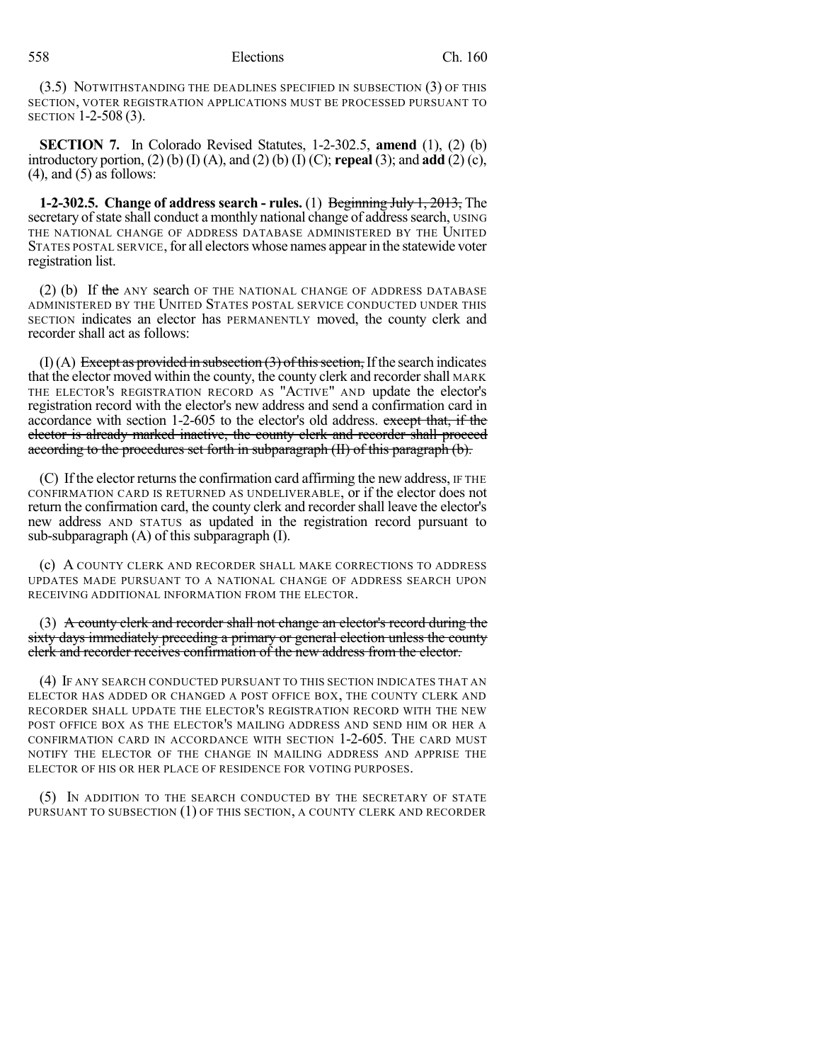(3.5) NOTWITHSTANDING THE DEADLINES SPECIFIED IN SUBSECTION (3) OF THIS SECTION, VOTER REGISTRATION APPLICATIONS MUST BE PROCESSED PURSUANT TO SECTION 1-2-508 (3).

**SECTION 7.** In Colorado Revised Statutes, 1-2-302.5, **amend** (1), (2) (b) introductory portion, (2) (b) (I) (A), and (2) (b) (I) (C); **repeal** (3); and **add** (2) (c), (4), and (5) as follows:

**1-2-302.5. Change of address search - rules.** (1) ~~Beginning July 1, 2013,~~ The secretary of state shall conduct a monthly national change of address search, USING THE NATIONAL CHANGE OF ADDRESS DATABASE ADMINISTERED BY THE UNITED STATES POSTAL SERVICE, for all electors whose names appear in the statewide voter registration list.

(2) (b) If ~~the~~ ANY search OF THE NATIONAL CHANGE OF ADDRESS DATABASE ADMINISTERED BY THE UNITED STATES POSTAL SERVICE CONDUCTED UNDER THIS SECTION indicates an elector has PERMANENTLY moved, the county clerk and recorder shall act as follows:

(I) (A) ~~Except as provided in subsection (3) of this section,~~ If the search indicates that the elector moved within the county, the county clerk and recorder shall MARK THE ELECTOR'S REGISTRATION RECORD AS "ACTIVE" AND update the elector's registration record with the elector's new address and send a confirmation card in accordance with section 1-2-605 to the elector's old address. ~~except that, if the elector is already marked inactive, the county clerk and recorder shall proceed according to the procedures set forth in subparagraph (II) of this paragraph (b).~~

(C) If the elector returns the confirmation card affirming the new address, IF THE CONFIRMATION CARD IS RETURNED AS UNDELIVERABLE, or if the elector does not return the confirmation card, the county clerk and recorder shall leave the elector's new address AND STATUS as updated in the registration record pursuant to sub-subparagraph (A) of this subparagraph (I).

(c) A COUNTY CLERK AND RECORDER SHALL MAKE CORRECTIONS TO ADDRESS UPDATES MADE PURSUANT TO A NATIONAL CHANGE OF ADDRESS SEARCH UPON RECEIVING ADDITIONAL INFORMATION FROM THE ELECTOR.

(3) ~~A county clerk and recorder shall not change an elector's record during the sixty days immediately preceding a primary or general election unless the county clerk and recorder receives confirmation of the new address from the elector.~~

(4) IF ANY SEARCH CONDUCTED PURSUANT TO THIS SECTION INDICATES THAT AN ELECTOR HAS ADDED OR CHANGED A POST OFFICE BOX, THE COUNTY CLERK AND RECORDER SHALL UPDATE THE ELECTOR'S REGISTRATION RECORD WITH THE NEW POST OFFICE BOX AS THE ELECTOR'S MAILING ADDRESS AND SEND HIM OR HER A CONFIRMATION CARD IN ACCORDANCE WITH SECTION 1-2-605. THE CARD MUST NOTIFY THE ELECTOR OF THE CHANGE IN MAILING ADDRESS AND APPRISE THE ELECTOR OF HIS OR HER PLACE OF RESIDENCE FOR VOTING PURPOSES.

(5) IN ADDITION TO THE SEARCH CONDUCTED BY THE SECRETARY OF STATE PURSUANT TO SUBSECTION (1) OF THIS SECTION, A COUNTY CLERK AND RECORDER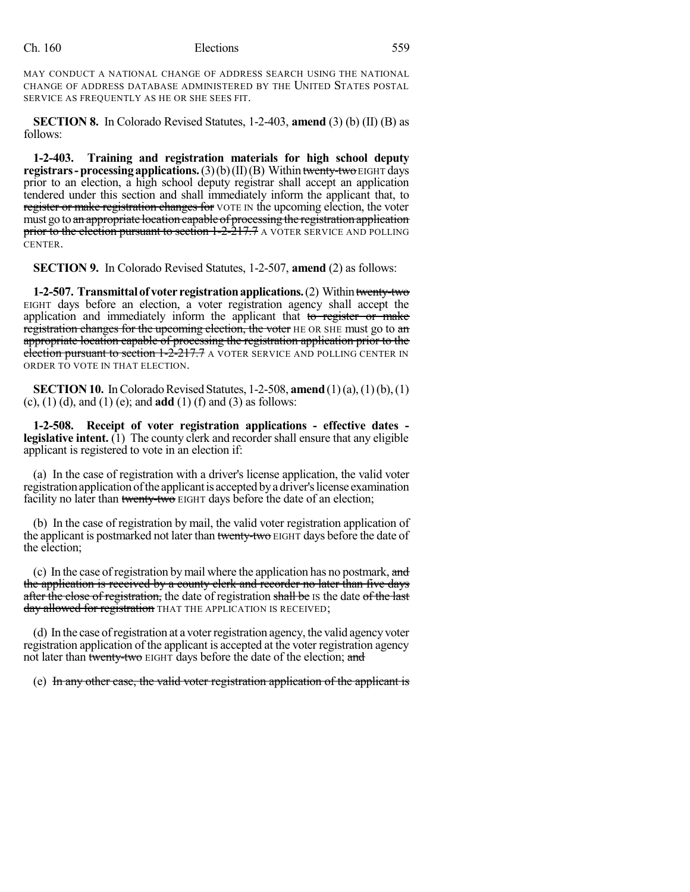MAY CONDUCT A NATIONAL CHANGE OF ADDRESS SEARCH USING THE NATIONAL CHANGE OF ADDRESS DATABASE ADMINISTERED BY THE UNITED STATES POSTAL SERVICE AS FREQUENTLY AS HE OR SHE SEES FIT.

**SECTION 8.** In Colorado Revised Statutes, 1-2-403, **amend** (3) (b) (II) (B) as follows:

**1-2-403. Training and registration materials for high school deputy registrars - processing applications.** (3) (b) (II) (B) Within ~~twenty-two~~ EIGHT days prior to an election, a high school deputy registrar shall accept an application tendered under this section and shall immediately inform the applicant that, to ~~register or make registration changes for~~ VOTE IN the upcoming election, the voter must go to ~~an appropriate location capable of processing the registration application prior to the election pursuant to section 1-2-217.7~~ A VOTER SERVICE AND POLLING CENTER.

**SECTION 9.** In Colorado Revised Statutes, 1-2-507, **amend** (2) as follows:

**1-2-507. Transmittal of voter registration applications.** (2) Within ~~twenty-two~~ EIGHT days before an election, a voter registration agency shall accept the application and immediately inform the applicant that ~~to register or make registration changes for the upcoming election, the voter~~ HE OR SHE must go to ~~an appropriate location capable of processing the registration application prior to the election pursuant to section 1-2-217.7~~ A VOTER SERVICE AND POLLING CENTER IN ORDER TO VOTE IN THAT ELECTION.

**SECTION 10.** In Colorado Revised Statutes, 1-2-508, **amend** (1) (a), (1) (b), (1) (c), (1) (d), and (1) (e); and **add** (1) (f) and (3) as follows:

**1-2-508. Receipt of voter registration applications - effective dates - legislative intent.** (1) The county clerk and recorder shall ensure that any eligible applicant is registered to vote in an election if:

(a) In the case of registration with a driver's license application, the valid voter registration application of the applicant is accepted by a driver's license examination facility no later than ~~twenty-two~~ EIGHT days before the date of an election;

(b) In the case of registration by mail, the valid voter registration application of the applicant is postmarked not later than ~~twenty-two~~ EIGHT days before the date of the election;

(c) In the case of registration by mail where the application has no postmark, ~~and the application is received by a county clerk and recorder no later than five days after the close of registration,~~ the date of registration ~~shall be~~ IS the date ~~of the last day allowed for registration~~ THAT THE APPLICATION IS RECEIVED;

(d) In the case of registration at a voter registration agency, the valid agency voter registration application of the applicant is accepted at the voter registration agency not later than ~~twenty-two~~ EIGHT days before the date of the election; ~~and~~

(e) ~~In any other case, the valid voter registration application of the applicant is~~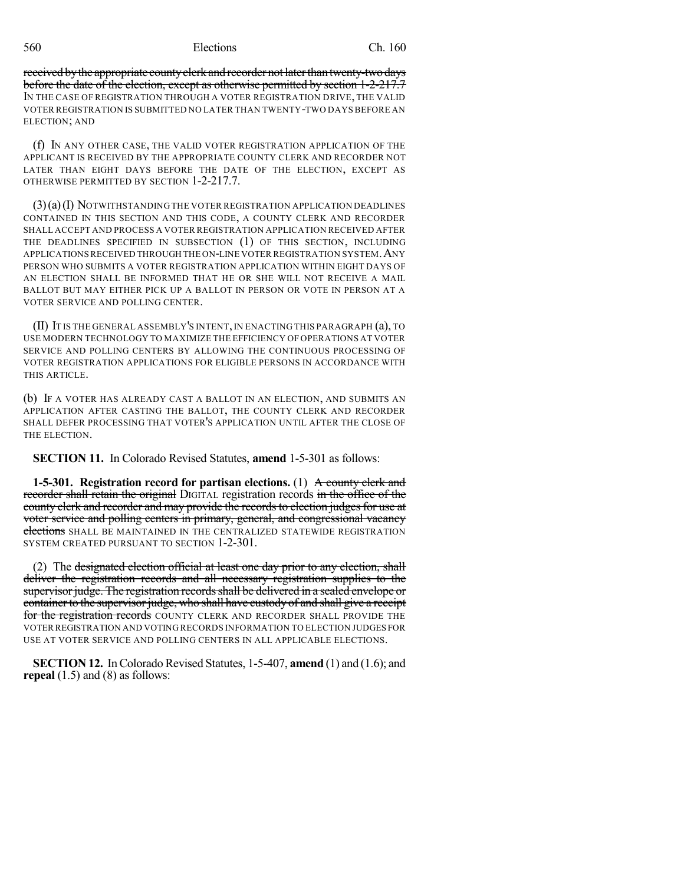received by the appropriate county clerk and recorder not later than twenty-two days before the date of the election, except as otherwise permitted by section 1-2-217.7 IN THE CASE OF REGISTRATION THROUGH A VOTER REGISTRATION DRIVE, THE VALID VOTER REGISTRATION IS SUBMITTED NO LATER THAN TWENTY-TWO DAYS BEFORE AN ELECTION; AND

(f) IN ANY OTHER CASE, THE VALID VOTER REGISTRATION APPLICATION OF THE APPLICANT IS RECEIVED BY THE APPROPRIATE COUNTY CLERK AND RECORDER NOT LATER THAN EIGHT DAYS BEFORE THE DATE OF THE ELECTION, EXCEPT AS OTHERWISE PERMITTED BY SECTION 1-2-217.7.

(3) (a) (I) NOTWITHSTANDING THE VOTER REGISTRATION APPLICATION DEADLINES CONTAINED IN THIS SECTION AND THIS CODE, A COUNTY CLERK AND RECORDER SHALL ACCEPT AND PROCESS A VOTER REGISTRATION APPLICATION RECEIVED AFTER THE DEADLINES SPECIFIED IN SUBSECTION (1) OF THIS SECTION, INCLUDING APPLICATIONS RECEIVED THROUGH THE ON-LINE VOTER REGISTRATION SYSTEM. ANY PERSON WHO SUBMITS A VOTER REGISTRATION APPLICATION WITHIN EIGHT DAYS OF AN ELECTION SHALL BE INFORMED THAT HE OR SHE WILL NOT RECEIVE A MAIL BALLOT BUT MAY EITHER PICK UP A BALLOT IN PERSON OR VOTE IN PERSON AT A VOTER SERVICE AND POLLING CENTER.

(II) IT IS THE GENERAL ASSEMBLY'S INTENT, IN ENACTING THIS PARAGRAPH (a), TO USE MODERN TECHNOLOGY TO MAXIMIZE THE EFFICIENCY OF OPERATIONS AT VOTER SERVICE AND POLLING CENTERS BY ALLOWING THE CONTINUOUS PROCESSING OF VOTER REGISTRATION APPLICATIONS FOR ELIGIBLE PERSONS IN ACCORDANCE WITH THIS ARTICLE.

(b) IF A VOTER HAS ALREADY CAST A BALLOT IN AN ELECTION, AND SUBMITS AN APPLICATION AFTER CASTING THE BALLOT, THE COUNTY CLERK AND RECORDER SHALL DEFER PROCESSING THAT VOTER'S APPLICATION UNTIL AFTER THE CLOSE OF THE ELECTION.

**SECTION 11.** In Colorado Revised Statutes, **amend** 1-5-301 as follows:

**1-5-301. Registration record for partisan elections.** (1) A county clerk and recorder shall retain the original DIGITAL registration records in the office of the county clerk and recorder and may provide the records to election judges for use at voter service and polling centers in primary, general, and congressional vacancy elections SHALL BE MAINTAINED IN THE CENTRALIZED STATEWIDE REGISTRATION SYSTEM CREATED PURSUANT TO SECTION 1-2-301.

(2) The designated election official at least one day prior to any election, shall deliver the registration records and all necessary registration supplies to the supervisor judge. The registration records shall be delivered in a sealed envelope or container to the supervisor judge, who shall have custody of and shall give a receipt for the registration records COUNTY CLERK AND RECORDER SHALL PROVIDE THE VOTER REGISTRATION AND VOTING RECORDS INFORMATION TO ELECTION JUDGES FOR USE AT VOTER SERVICE AND POLLING CENTERS IN ALL APPLICABLE ELECTIONS.

**SECTION 12.** In Colorado Revised Statutes, 1-5-407, **amend** (1) and (1.6); and **repeal** (1.5) and (8) as follows: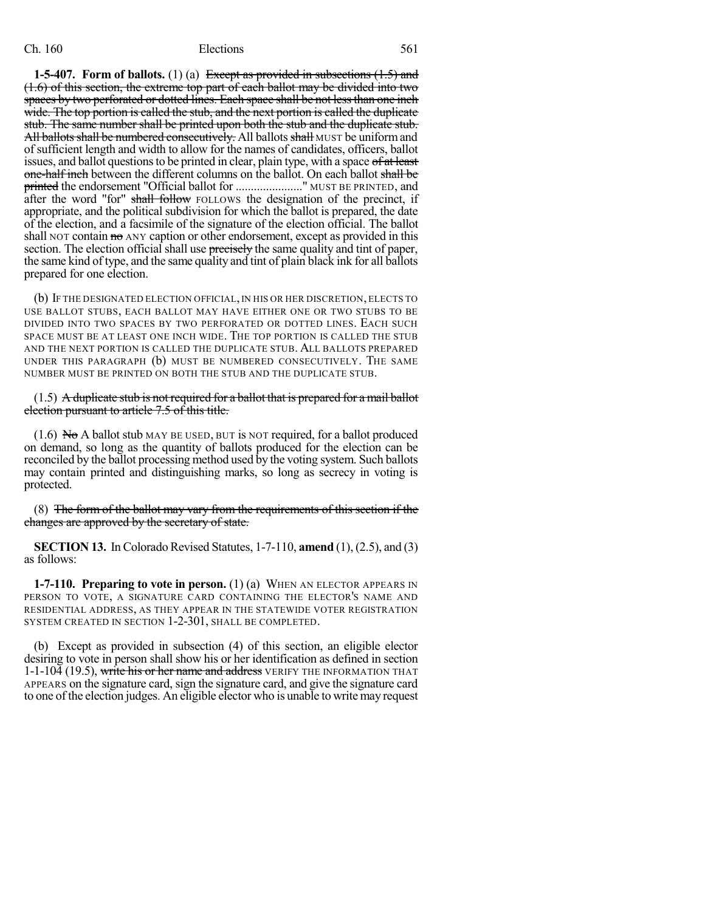**1-5-407. Form of ballots.** (1) (a) ~~Except as provided in subsections (1.5) and (1.6) of this section, the extreme top part of each ballot may be divided into two spaces by two perforated or dotted lines. Each space shall be not less than one inch wide. The top portion is called the stub, and the next portion is called the duplicate stub. The same number shall be printed upon both the stub and the duplicate stub. All ballots shall be numbered consecutively.~~ All ballots ~~shall~~ MUST be uniform and of sufficient length and width to allow for the names of candidates, officers, ballot issues, and ballot questions to be printed in clear, plain type, with a space ~~of at least one-half inch~~ between the different columns on the ballot. On each ballot ~~shall be printed~~ the endorsement "Official ballot for ......................" MUST BE PRINTED, and after the word "for" ~~shall follow~~ FOLLOWS the designation of the precinct, if appropriate, and the political subdivision for which the ballot is prepared, the date of the election, and a facsimile of the signature of the election official. The ballot shall NOT contain ~~no~~ ANY caption or other endorsement, except as provided in this section. The election official shall use ~~precisely~~ the same quality and tint of paper, the same kind of type, and the same quality and tint of plain black ink for all ballots prepared for one election.

(b) IF THE DESIGNATED ELECTION OFFICIAL, IN HIS OR HER DISCRETION, ELECTS TO USE BALLOT STUBS, EACH BALLOT MAY HAVE EITHER ONE OR TWO STUBS TO BE DIVIDED INTO TWO SPACES BY TWO PERFORATED OR DOTTED LINES. EACH SUCH SPACE MUST BE AT LEAST ONE INCH WIDE. THE TOP PORTION IS CALLED THE STUB AND THE NEXT PORTION IS CALLED THE DUPLICATE STUB. ALL BALLOTS PREPARED UNDER THIS PARAGRAPH (b) MUST BE NUMBERED CONSECUTIVELY. THE SAME NUMBER MUST BE PRINTED ON BOTH THE STUB AND THE DUPLICATE STUB.

(1.5) ~~A duplicate stub is not required for a ballot that is prepared for a mail ballot election pursuant to article 7.5 of this title.~~

(1.6) ~~No~~ A ballot stub MAY BE USED, BUT is NOT required, for a ballot produced on demand, so long as the quantity of ballots produced for the election can be reconciled by the ballot processing method used by the voting system. Such ballots may contain printed and distinguishing marks, so long as secrecy in voting is protected.

(8) ~~The form of the ballot may vary from the requirements of this section if the changes are approved by the secretary of state.~~

**SECTION 13.** In Colorado Revised Statutes, 1-7-110, **amend** (1), (2.5), and (3) as follows:

**1-7-110. Preparing to vote in person.** (1) (a) WHEN AN ELECTOR APPEARS IN PERSON TO VOTE, A SIGNATURE CARD CONTAINING THE ELECTOR'S NAME AND RESIDENTIAL ADDRESS, AS THEY APPEAR IN THE STATEWIDE VOTER REGISTRATION SYSTEM CREATED IN SECTION 1-2-301, SHALL BE COMPLETED.

(b) Except as provided in subsection (4) of this section, an eligible elector desiring to vote in person shall show his or her identification as defined in section 1-1-104 (19.5), ~~write his or her name and address~~ VERIFY THE INFORMATION THAT APPEARS on the signature card, sign the signature card, and give the signature card to one of the election judges. An eligible elector who is unable to write may request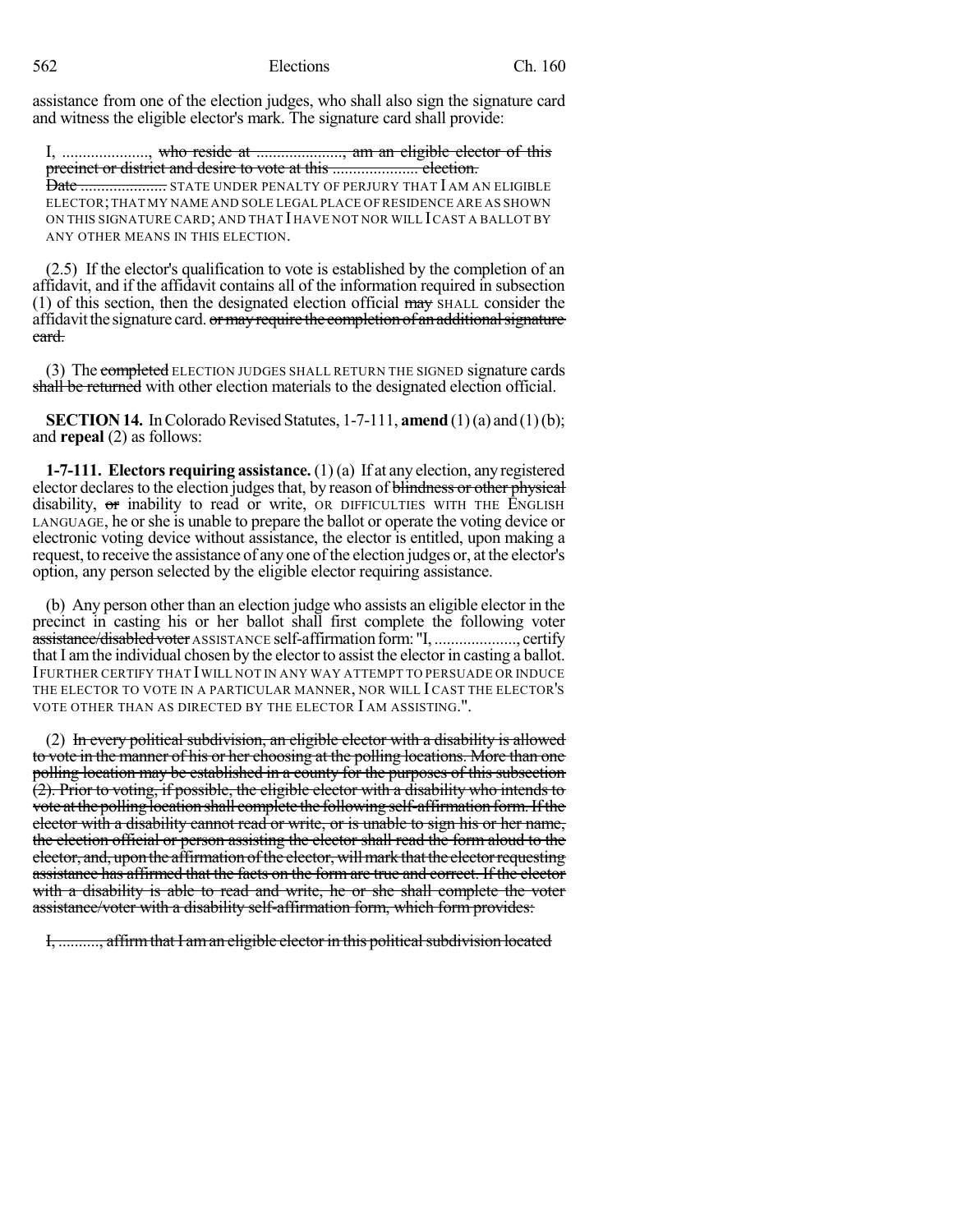assistance from one of the election judges, who shall also sign the signature card and witness the eligible elector's mark. The signature card shall provide:

I, ...................., ~~who reside at ...................., am an eligible elector of this precinct or district and desire to vote at this .................... election. Date ....................~~ STATE UNDER PENALTY OF PERJURY THAT I AM AN ELIGIBLE ELECTOR; THAT MY NAME AND SOLE LEGAL PLACE OF RESIDENCE ARE AS SHOWN ON THIS SIGNATURE CARD; AND THAT I HAVE NOT NOR WILL I CAST A BALLOT BY ANY OTHER MEANS IN THIS ELECTION.

(2.5) If the elector's qualification to vote is established by the completion of an affidavit, and if the affidavit contains all of the information required in subsection (1) of this section, then the designated election official ~~may~~ SHALL consider the affidavit the signature card. ~~or may require the completion of an additional signature card.~~

(3) The ~~completed~~ ELECTION JUDGES SHALL RETURN THE SIGNED signature cards ~~shall be returned~~ with other election materials to the designated election official.

**SECTION 14.** In Colorado Revised Statutes, 1-7-111, **amend** (1)(a) and (1)(b); and **repeal** (2) as follows:

**1-7-111. Electors requiring assistance.** (1) (a) If at any election, any registered elector declares to the election judges that, by reason of ~~blindness or other physical~~ disability, ~~or~~ inability to read or write, OR DIFFICULTIES WITH THE ENGLISH LANGUAGE, he or she is unable to prepare the ballot or operate the voting device or electronic voting device without assistance, the elector is entitled, upon making a request, to receive the assistance of any one of the election judges or, at the elector's option, any person selected by the eligible elector requiring assistance.

(b) Any person other than an election judge who assists an eligible elector in the precinct in casting his or her ballot shall first complete the following voter ~~assistance/disabled voter~~ ASSISTANCE self-affirmation form: "I, ...................., certify that I am the individual chosen by the elector to assist the elector in casting a ballot. I FURTHER CERTIFY THAT I WILL NOT IN ANY WAY ATTEMPT TO PERSUADE OR INDUCE THE ELECTOR TO VOTE IN A PARTICULAR MANNER, NOR WILL I CAST THE ELECTOR'S VOTE OTHER THAN AS DIRECTED BY THE ELECTOR I AM ASSISTING.".

(2) ~~In every political subdivision, an eligible elector with a disability is allowed to vote in the manner of his or her choosing at the polling locations. More than one polling location may be established in a county for the purposes of this subsection (2). Prior to voting, if possible, the eligible elector with a disability who intends to vote at the polling location shall complete the following self-affirmation form. If the elector with a disability cannot read or write, or is unable to sign his or her name, the election official or person assisting the elector shall read the form aloud to the elector, and, upon the affirmation of the elector, will mark that the elector requesting assistance has affirmed that the facts on the form are true and correct. If the elector with a disability is able to read and write, he or she shall complete the voter assistance/voter with a disability self-affirmation form, which form provides:~~

~~I, .........., affirm that I am an eligible elector in this political subdivision located~~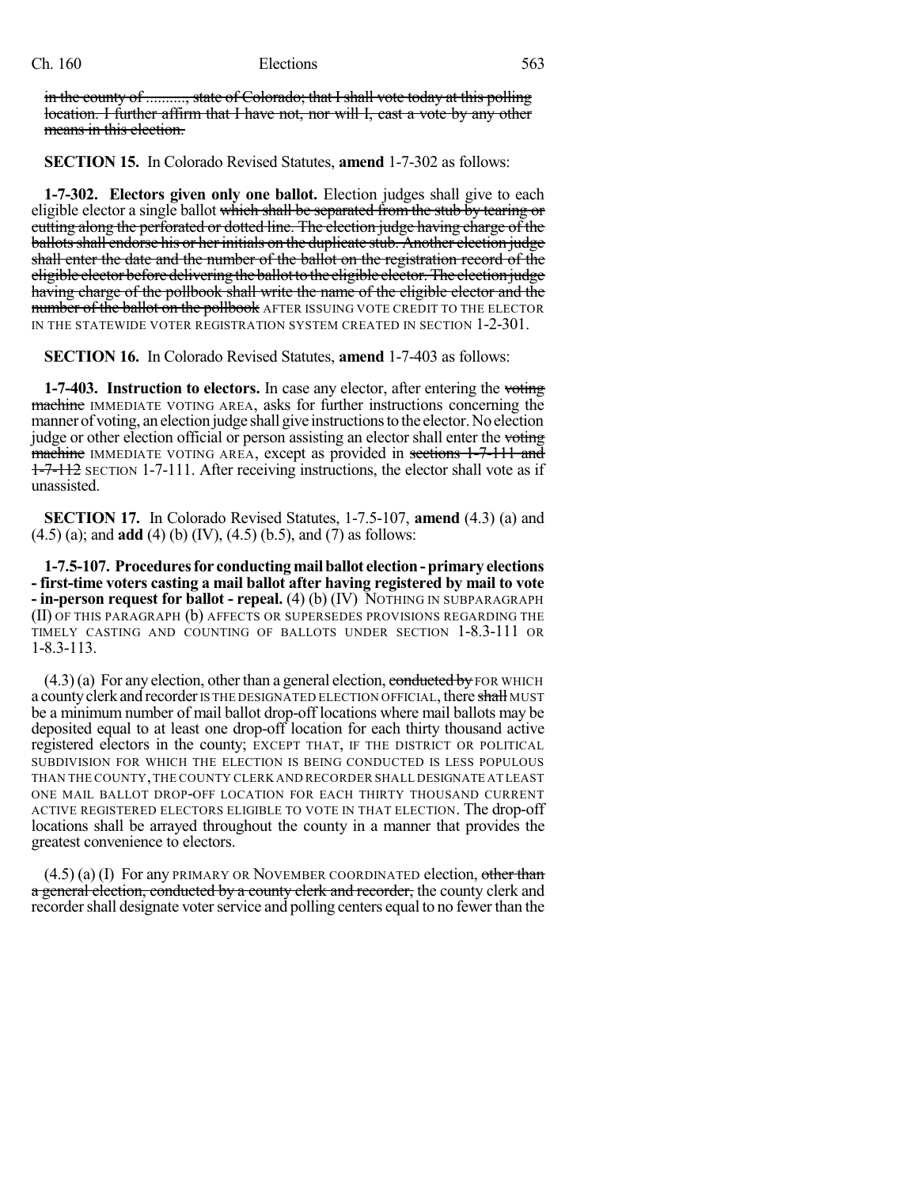in the county of .........., state of Colorado; that I shall vote today at this polling location. I further affirm that I have not, nor will I, cast a vote by any other means in this election.

**SECTION 15.** In Colorado Revised Statutes, **amend** 1-7-302 as follows:

**1-7-302. Electors given only one ballot.** Election judges shall give to each eligible elector a single ballot which shall be separated from the stub by tearing or cutting along the perforated or dotted line. The election judge having charge of the ballots shall endorse his or her initials on the duplicate stub. Another election judge shall enter the date and the number of the ballot on the registration record of the eligible elector before delivering the ballot to the eligible elector. The election judge having charge of the pollbook shall write the name of the eligible elector and the number of the ballot on the pollbook AFTER ISSUING VOTE CREDIT TO THE ELECTOR IN THE STATEWIDE VOTER REGISTRATION SYSTEM CREATED IN SECTION 1-2-301.

**SECTION 16.** In Colorado Revised Statutes, **amend** 1-7-403 as follows:

**1-7-403. Instruction to electors.** In case any elector, after entering the voting machine IMMEDIATE VOTING AREA, asks for further instructions concerning the manner of voting, an election judge shall give instructions to the elector. No election judge or other election official or person assisting an elector shall enter the voting machine IMMEDIATE VOTING AREA, except as provided in sections 1-7-111 and 1-7-112 SECTION 1-7-111. After receiving instructions, the elector shall vote as if unassisted.

**SECTION 17.** In Colorado Revised Statutes, 1-7.5-107, **amend** (4.3) (a) and (4.5) (a); and **add** (4) (b) (IV), (4.5) (b.5), and (7) as follows:

**1-7.5-107. Procedures for conducting mail ballot election - primary elections - first-time voters casting a mail ballot after having registered by mail to vote - in-person request for ballot - repeal.** (4) (b) (IV) NOTHING IN SUBPARAGRAPH (II) OF THIS PARAGRAPH (b) AFFECTS OR SUPERSEDES PROVISIONS REGARDING THE TIMELY CASTING AND COUNTING OF BALLOTS UNDER SECTION 1-8.3-111 OR 1-8.3-113.

(4.3) (a) For any election, other than a general election, conducted by FOR WHICH a county clerk and recorder IS THE DESIGNATED ELECTION OFFICIAL, there shall MUST be a minimum number of mail ballot drop-off locations where mail ballots may be deposited equal to at least one drop-off location for each thirty thousand active registered electors in the county; EXCEPT THAT, IF THE DISTRICT OR POLITICAL SUBDIVISION FOR WHICH THE ELECTION IS BEING CONDUCTED IS LESS POPULOUS THAN THE COUNTY, THE COUNTY CLERK AND RECORDER SHALL DESIGNATE AT LEAST ONE MAIL BALLOT DROP-OFF LOCATION FOR EACH THIRTY THOUSAND CURRENT ACTIVE REGISTERED ELECTORS ELIGIBLE TO VOTE IN THAT ELECTION. The drop-off locations shall be arrayed throughout the county in a manner that provides the greatest convenience to electors.

(4.5) (a) (I) For any PRIMARY OR NOVEMBER COORDINATED election, other than a general election, conducted by a county clerk and recorder, the county clerk and recorder shall designate voter service and polling centers equal to no fewer than the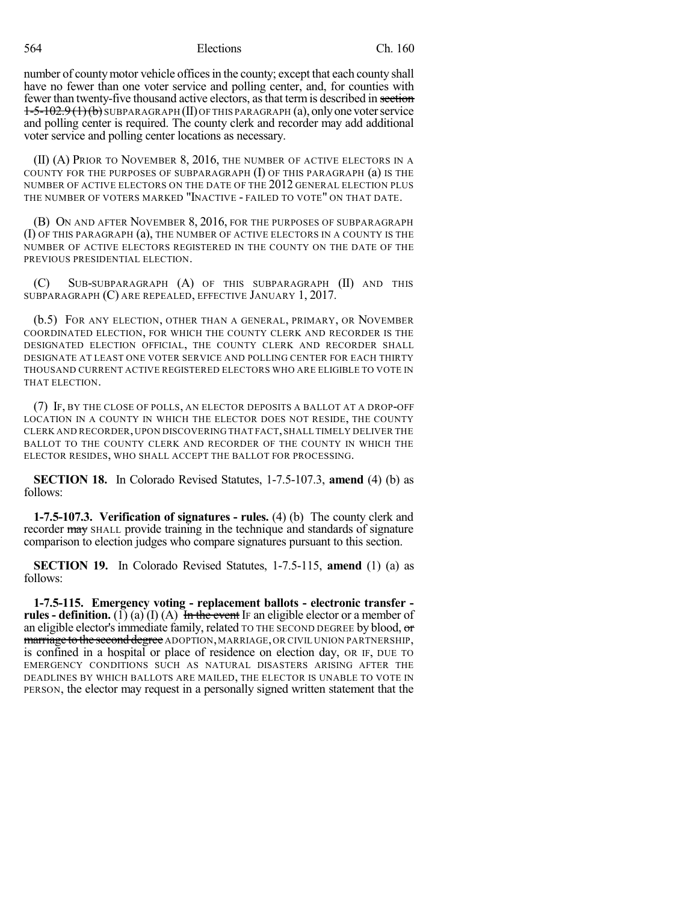number of county motor vehicle offices in the county; except that each county shall have no fewer than one voter service and polling center, and, for counties with fewer than twenty-five thousand active electors, as that term is described in ~~section 1-5-102.9 (1) (b)~~ SUBPARAGRAPH (II) OF THIS PARAGRAPH (a), only one voter service and polling center is required. The county clerk and recorder may add additional voter service and polling center locations as necessary.

(II) (A) PRIOR TO NOVEMBER 8, 2016, THE NUMBER OF ACTIVE ELECTORS IN A COUNTY FOR THE PURPOSES OF SUBPARAGRAPH (I) OF THIS PARAGRAPH (a) IS THE NUMBER OF ACTIVE ELECTORS ON THE DATE OF THE 2012 GENERAL ELECTION PLUS THE NUMBER OF VOTERS MARKED "INACTIVE - FAILED TO VOTE" ON THAT DATE.

(B) ON AND AFTER NOVEMBER 8, 2016, FOR THE PURPOSES OF SUBPARAGRAPH (I) OF THIS PARAGRAPH (a), THE NUMBER OF ACTIVE ELECTORS IN A COUNTY IS THE NUMBER OF ACTIVE ELECTORS REGISTERED IN THE COUNTY ON THE DATE OF THE PREVIOUS PRESIDENTIAL ELECTION.

(C) SUB-SUBPARAGRAPH (A) OF THIS SUBPARAGRAPH (II) AND THIS SUBPARAGRAPH (C) ARE REPEALED, EFFECTIVE JANUARY 1, 2017.

(b.5) FOR ANY ELECTION, OTHER THAN A GENERAL, PRIMARY, OR NOVEMBER COORDINATED ELECTION, FOR WHICH THE COUNTY CLERK AND RECORDER IS THE DESIGNATED ELECTION OFFICIAL, THE COUNTY CLERK AND RECORDER SHALL DESIGNATE AT LEAST ONE VOTER SERVICE AND POLLING CENTER FOR EACH THIRTY THOUSAND CURRENT ACTIVE REGISTERED ELECTORS WHO ARE ELIGIBLE TO VOTE IN THAT ELECTION.

(7) IF, BY THE CLOSE OF POLLS, AN ELECTOR DEPOSITS A BALLOT AT A DROP-OFF LOCATION IN A COUNTY IN WHICH THE ELECTOR DOES NOT RESIDE, THE COUNTY CLERK AND RECORDER, UPON DISCOVERING THAT FACT, SHALL TIMELY DELIVER THE BALLOT TO THE COUNTY CLERK AND RECORDER OF THE COUNTY IN WHICH THE ELECTOR RESIDES, WHO SHALL ACCEPT THE BALLOT FOR PROCESSING.

**SECTION 18.** In Colorado Revised Statutes, 1-7.5-107.3, **amend** (4) (b) as follows:

**1-7.5-107.3. Verification of signatures - rules.** (4) (b) The county clerk and recorder ~~may~~ SHALL provide training in the technique and standards of signature comparison to election judges who compare signatures pursuant to this section.

**SECTION 19.** In Colorado Revised Statutes, 1-7.5-115, **amend** (1) (a) as follows:

**1-7.5-115. Emergency voting - replacement ballots - electronic transfer - rules - definition.** (1) (a) (I) (A) ~~In the event~~ IF an eligible elector or a member of an eligible elector's immediate family, related TO THE SECOND DEGREE by blood, ~~or marriage to the second degree~~ ADOPTION, MARRIAGE, OR CIVIL UNION PARTNERSHIP, is confined in a hospital or place of residence on election day, OR IF, DUE TO EMERGENCY CONDITIONS SUCH AS NATURAL DISASTERS ARISING AFTER THE DEADLINES BY WHICH BALLOTS ARE MAILED, THE ELECTOR IS UNABLE TO VOTE IN PERSON, the elector may request in a personally signed written statement that the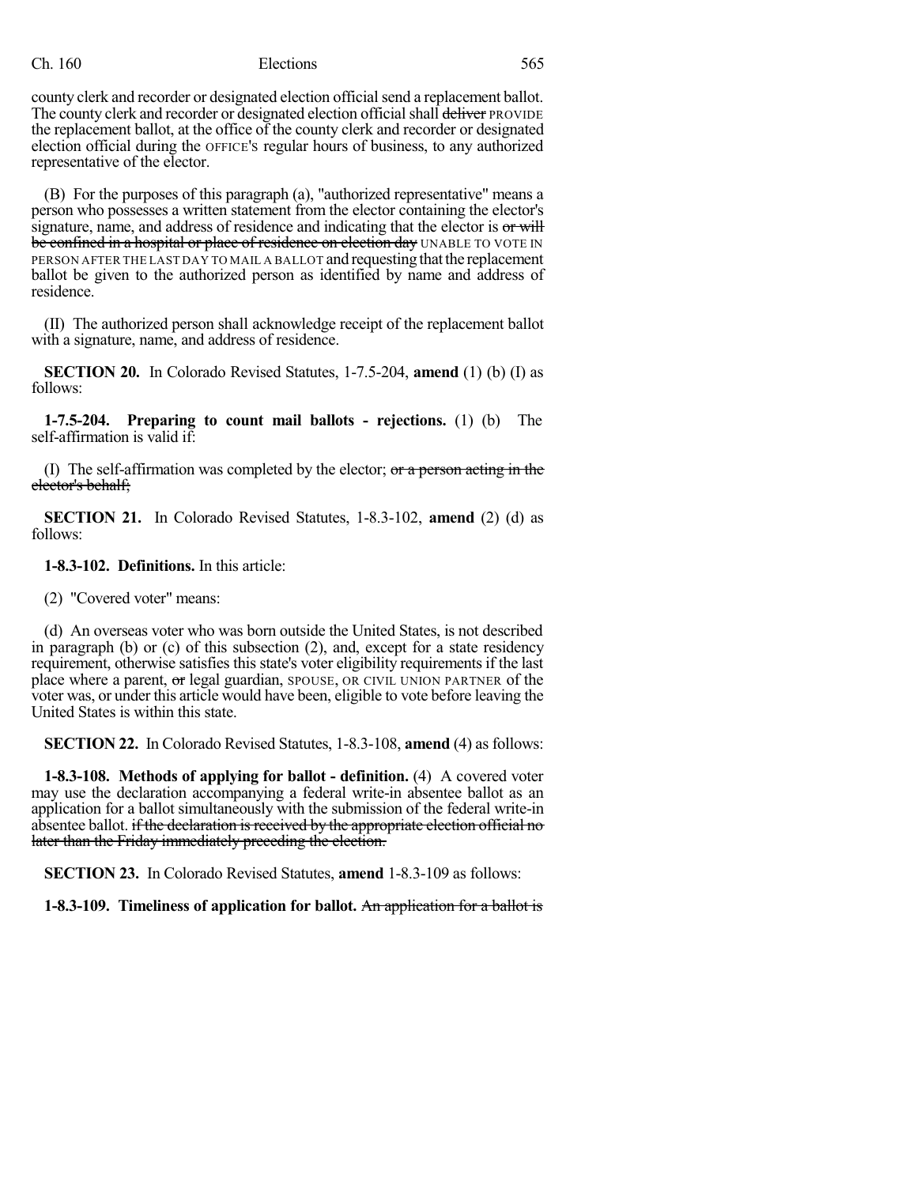county clerk and recorder or designated election official send a replacement ballot. The county clerk and recorder or designated election official shall ~~deliver~~ PROVIDE the replacement ballot, at the office of the county clerk and recorder or designated election official during the OFFICE'S regular hours of business, to any authorized representative of the elector.

(B) For the purposes of this paragraph (a), "authorized representative" means a person who possesses a written statement from the elector containing the elector's signature, name, and address of residence and indicating that the elector is ~~or will be confined in a hospital or place of residence on election day~~ UNABLE TO VOTE IN PERSON AFTER THE LAST DAY TO MAIL A BALLOT and requesting that the replacement ballot be given to the authorized person as identified by name and address of residence.

(II) The authorized person shall acknowledge receipt of the replacement ballot with a signature, name, and address of residence.

**SECTION 20.** In Colorado Revised Statutes, 1-7.5-204, **amend** (1) (b) (I) as follows:

**1-7.5-204. Preparing to count mail ballots - rejections.** (1) (b) The self-affirmation is valid if:

(I) The self-affirmation was completed by the elector; ~~or a person acting in the elector's behalf;~~

**SECTION 21.** In Colorado Revised Statutes, 1-8.3-102, **amend** (2) (d) as follows:

**1-8.3-102. Definitions.** In this article:

(2) "Covered voter" means:

(d) An overseas voter who was born outside the United States, is not described in paragraph (b) or (c) of this subsection (2), and, except for a state residency requirement, otherwise satisfies this state's voter eligibility requirements if the last place where a parent, ~~or~~ legal guardian, SPOUSE, OR CIVIL UNION PARTNER of the voter was, or under this article would have been, eligible to vote before leaving the United States is within this state.

**SECTION 22.** In Colorado Revised Statutes, 1-8.3-108, **amend** (4) as follows:

**1-8.3-108. Methods of applying for ballot - definition.** (4) A covered voter may use the declaration accompanying a federal write-in absentee ballot as an application for a ballot simultaneously with the submission of the federal write-in absentee ballot. ~~if the declaration is received by the appropriate election official no later than the Friday immediately preceding the election.~~

**SECTION 23.** In Colorado Revised Statutes, **amend** 1-8.3-109 as follows:

**1-8.3-109. Timeliness of application for ballot.** ~~An application for a ballot is~~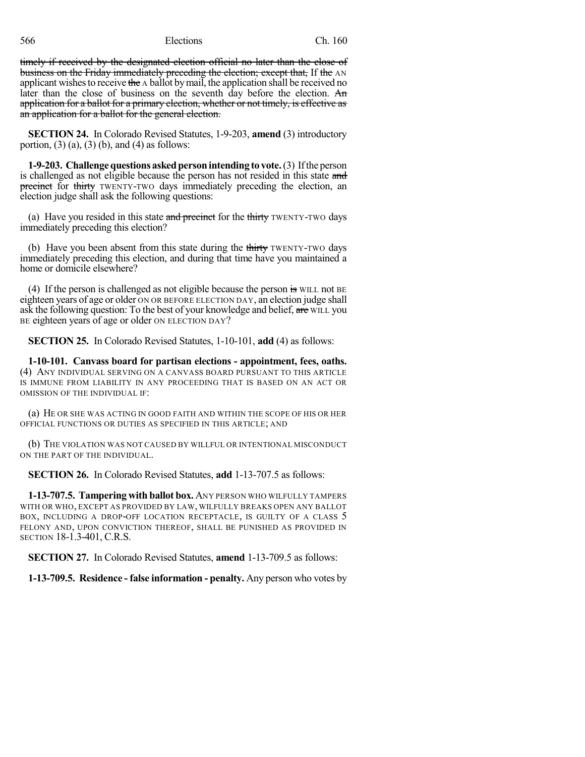~~timely if received by the designated election official no later than the close of business on the Friday immediately preceding the election; except that,~~ If ~~the~~ AN applicant wishes to receive ~~the~~ A ballot by mail, the application shall be received no later than the close of business on the seventh day before the election. ~~An application for a ballot for a primary election, whether or not timely, is effective as an application for a ballot for the general election.~~

**SECTION 24.** In Colorado Revised Statutes, 1-9-203, **amend** (3) introductory portion, (3) (a), (3) (b), and (4) as follows:

**1-9-203. Challenge questions asked person intending to vote.** (3) If the person is challenged as not eligible because the person has not resided in this state ~~and precinct~~ for ~~thirty~~ TWENTY-TWO days immediately preceding the election, an election judge shall ask the following questions:

(a) Have you resided in this state ~~and precinct~~ for the ~~thirty~~ TWENTY-TWO days immediately preceding this election?

(b) Have you been absent from this state during the ~~thirty~~ TWENTY-TWO days immediately preceding this election, and during that time have you maintained a home or domicile elsewhere?

(4) If the person is challenged as not eligible because the person ~~is~~ WILL not BE eighteen years of age or older ON OR BEFORE ELECTION DAY, an election judge shall ask the following question: To the best of your knowledge and belief, ~~are~~ WILL you BE eighteen years of age or older ON ELECTION DAY?

**SECTION 25.** In Colorado Revised Statutes, 1-10-101, **add** (4) as follows:

**1-10-101. Canvass board for partisan elections - appointment, fees, oaths.** (4) ANY INDIVIDUAL SERVING ON A CANVASS BOARD PURSUANT TO THIS ARTICLE IS IMMUNE FROM LIABILITY IN ANY PROCEEDING THAT IS BASED ON AN ACT OR OMISSION OF THE INDIVIDUAL IF:

(a) HE OR SHE WAS ACTING IN GOOD FAITH AND WITHIN THE SCOPE OF HIS OR HER OFFICIAL FUNCTIONS OR DUTIES AS SPECIFIED IN THIS ARTICLE; AND

(b) THE VIOLATION WAS NOT CAUSED BY WILLFUL OR INTENTIONAL MISCONDUCT ON THE PART OF THE INDIVIDUAL.

**SECTION 26.** In Colorado Revised Statutes, **add** 1-13-707.5 as follows:

**1-13-707.5. Tampering with ballot box.** ANY PERSON WHO WILFULLY TAMPERS WITH OR WHO, EXCEPT AS PROVIDED BY LAW, WILFULLY BREAKS OPEN ANY BALLOT BOX, INCLUDING A DROP-OFF LOCATION RECEPTACLE, IS GUILTY OF A CLASS 5 FELONY AND, UPON CONVICTION THEREOF, SHALL BE PUNISHED AS PROVIDED IN SECTION 18-1.3-401, C.R.S.

**SECTION 27.** In Colorado Revised Statutes, **amend** 1-13-709.5 as follows:

**1-13-709.5. Residence - false information - penalty.** Any person who votes by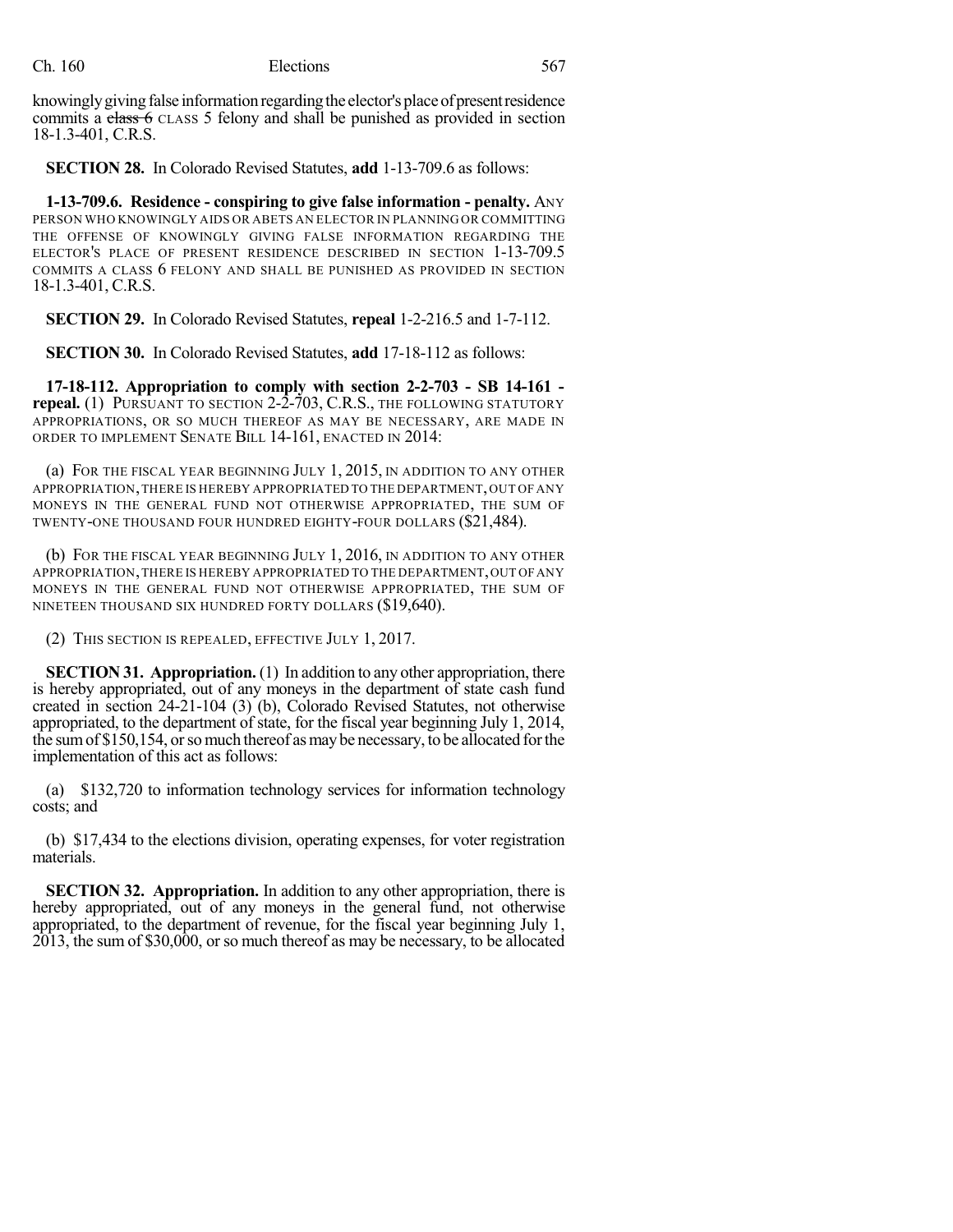knowingly giving false information regarding the elector's place of present residence commits a ~~class 6~~ CLASS 5 felony and shall be punished as provided in section 18-1.3-401, C.R.S.

**SECTION 28.** In Colorado Revised Statutes, **add** 1-13-709.6 as follows:

**1-13-709.6. Residence - conspiring to give false information - penalty.** ANY PERSON WHO KNOWINGLY AIDS OR ABETS AN ELECTOR IN PLANNING OR COMMITTING THE OFFENSE OF KNOWINGLY GIVING FALSE INFORMATION REGARDING THE ELECTOR'S PLACE OF PRESENT RESIDENCE DESCRIBED IN SECTION 1-13-709.5 COMMITS A CLASS 6 FELONY AND SHALL BE PUNISHED AS PROVIDED IN SECTION 18-1.3-401, C.R.S.

**SECTION 29.** In Colorado Revised Statutes, **repeal** 1-2-216.5 and 1-7-112.

**SECTION 30.** In Colorado Revised Statutes, **add** 17-18-112 as follows:

**17-18-112. Appropriation to comply with section 2-2-703 - SB 14-161 - repeal.** (1) PURSUANT TO SECTION 2-2-703, C.R.S., THE FOLLOWING STATUTORY APPROPRIATIONS, OR SO MUCH THEREOF AS MAY BE NECESSARY, ARE MADE IN ORDER TO IMPLEMENT SENATE BILL 14-161, ENACTED IN 2014:

(a) FOR THE FISCAL YEAR BEGINNING JULY 1, 2015, IN ADDITION TO ANY OTHER APPROPRIATION, THERE IS HEREBY APPROPRIATED TO THE DEPARTMENT, OUT OF ANY MONEYS IN THE GENERAL FUND NOT OTHERWISE APPROPRIATED, THE SUM OF TWENTY-ONE THOUSAND FOUR HUNDRED EIGHTY-FOUR DOLLARS ($21,484).

(b) FOR THE FISCAL YEAR BEGINNING JULY 1, 2016, IN ADDITION TO ANY OTHER APPROPRIATION, THERE IS HEREBY APPROPRIATED TO THE DEPARTMENT, OUT OF ANY MONEYS IN THE GENERAL FUND NOT OTHERWISE APPROPRIATED, THE SUM OF NINETEEN THOUSAND SIX HUNDRED FORTY DOLLARS ($19,640).

(2) THIS SECTION IS REPEALED, EFFECTIVE JULY 1, 2017.

**SECTION 31. Appropriation.** (1) In addition to any other appropriation, there is hereby appropriated, out of any moneys in the department of state cash fund created in section 24-21-104 (3) (b), Colorado Revised Statutes, not otherwise appropriated, to the department of state, for the fiscal year beginning July 1, 2014, the sum of $150,154, or so much thereof as may be necessary, to be allocated for the implementation of this act as follows:

(a) $132,720 to information technology services for information technology costs; and

(b) $17,434 to the elections division, operating expenses, for voter registration materials.

**SECTION 32. Appropriation.** In addition to any other appropriation, there is hereby appropriated, out of any moneys in the general fund, not otherwise appropriated, to the department of revenue, for the fiscal year beginning July 1, 2013, the sum of $30,000, or so much thereof as may be necessary, to be allocated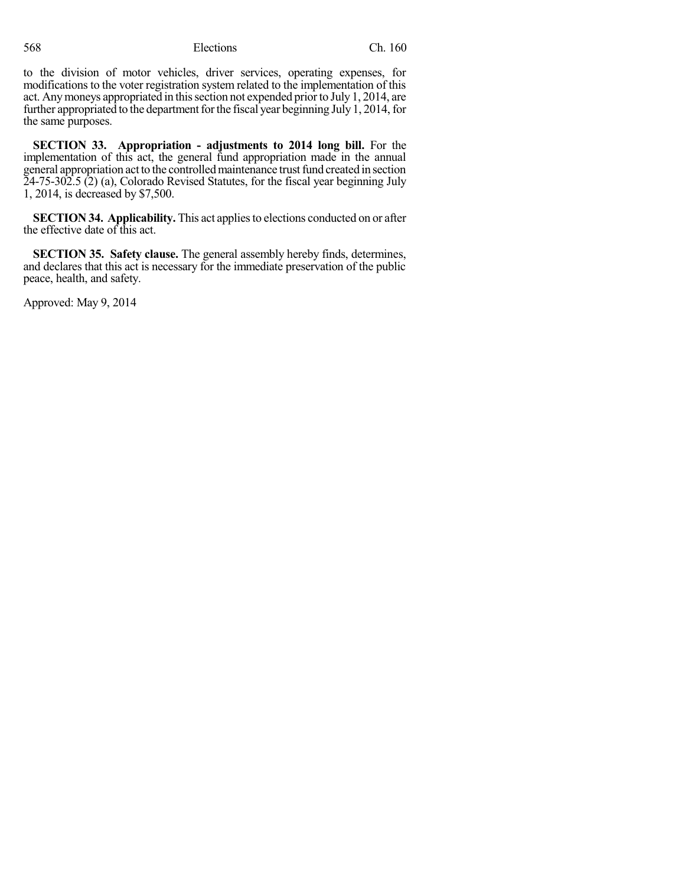to the division of motor vehicles, driver services, operating expenses, for modifications to the voter registration system related to the implementation of this act. Any moneys appropriated in this section not expended prior to July 1, 2014, are further appropriated to the department for the fiscal year beginning July 1, 2014, for the same purposes.

**SECTION 33. Appropriation - adjustments to 2014 long bill.** For the implementation of this act, the general fund appropriation made in the annual general appropriation act to the controlled maintenance trust fund created in section 24-75-302.5 (2) (a), Colorado Revised Statutes, for the fiscal year beginning July 1, 2014, is decreased by $7,500.

**SECTION 34. Applicability.** This act applies to elections conducted on or after the effective date of this act.

**SECTION 35. Safety clause.** The general assembly hereby finds, determines, and declares that this act is necessary for the immediate preservation of the public peace, health, and safety.

Approved: May 9, 2014